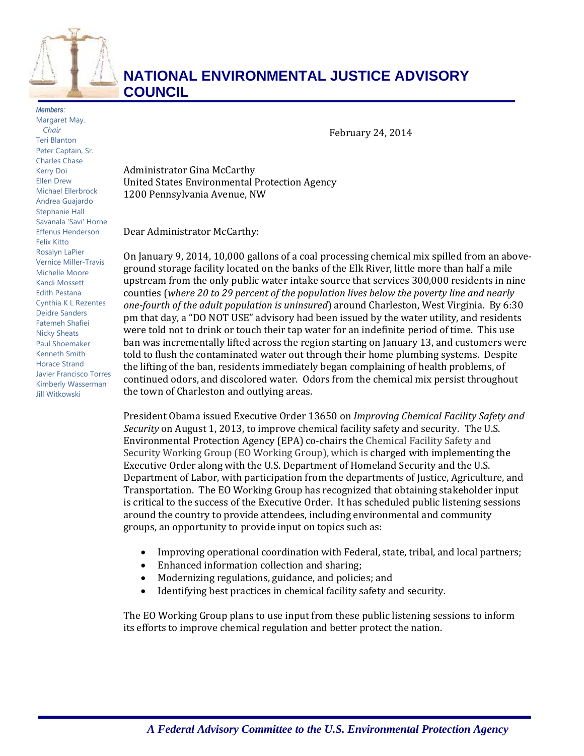# NATIONAL ENVIRONMENTAL JUSTICE ADVISORY COUNCIL

***Members:***
Margaret May,
*Chair*
Teri Blanton
Peter Captain, Sr.
Charles Chase
Kerry Doi
Ellen Drew
Michael Ellerbrock
Andrea Guajardo
Stephanie Hall
Savanala 'Savi' Horne
Effenus Henderson
Felix Kitto
Rosalyn LaPier
Vernice Miller-Travis
Michelle Moore
Kandi Mossett
Edith Pestana
Cynthia K L Rezentes
Deidre Sanders
Fatemeh Shafiei
Nicky Sheats
Paul Shoemaker
Kenneth Smith
Horace Strand
Javier Francisco Torres
Kimberly Wasserman
Jill Witkowski

February 24, 2014

Administrator Gina McCarthy
United States Environmental Protection Agency
1200 Pennsylvania Avenue, NW

Dear Administrator McCarthy:

On January 9, 2014, 10,000 gallons of a coal processing chemical mix spilled from an above-ground storage facility located on the banks of the Elk River, little more than half a mile upstream from the only public water intake source that services 300,000 residents in nine counties (*where 20 to 29 percent of the population lives below the poverty line and nearly one-fourth of the adult population is uninsured*) around Charleston, West Virginia. By 6:30 pm that day, a "DO NOT USE" advisory had been issued by the water utility, and residents were told not to drink or touch their tap water for an indefinite period of time. This use ban was incrementally lifted across the region starting on January 13, and customers were told to flush the contaminated water out through their home plumbing systems. Despite the lifting of the ban, residents immediately began complaining of health problems, of continued odors, and discolored water. Odors from the chemical mix persist throughout the town of Charleston and outlying areas.

President Obama issued Executive Order 13650 on *Improving Chemical Facility Safety and Security* on August 1, 2013, to improve chemical facility safety and security. The U.S. Environmental Protection Agency (EPA) co-chairs the Chemical Facility Safety and Security Working Group (EO Working Group), which is charged with implementing the Executive Order along with the U.S. Department of Homeland Security and the U.S. Department of Labor, with participation from the departments of Justice, Agriculture, and Transportation. The EO Working Group has recognized that obtaining stakeholder input is critical to the success of the Executive Order. It has scheduled public listening sessions around the country to provide attendees, including environmental and community groups, an opportunity to provide input on topics such as:

- Improving operational coordination with Federal, state, tribal, and local partners;
- Enhanced information collection and sharing;
- Modernizing regulations, guidance, and policies; and
- Identifying best practices in chemical facility safety and security.

The EO Working Group plans to use input from these public listening sessions to inform its efforts to improve chemical regulation and better protect the nation.

***A Federal Advisory Committee to the U.S. Environmental Protection Agency***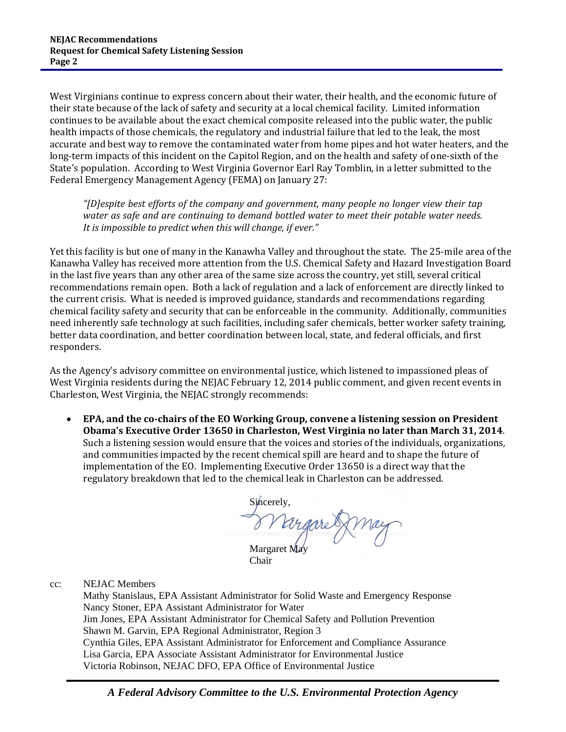West Virginians continue to express concern about their water, their health, and the economic future of their state because of the lack of safety and security at a local chemical facility. Limited information continues to be available about the exact chemical composite released into the public water, the public health impacts of those chemicals, the regulatory and industrial failure that led to the leak, the most accurate and best way to remove the contaminated water from home pipes and hot water heaters, and the long-term impacts of this incident on the Capitol Region, and on the health and safety of one-sixth of the State's population. According to West Virginia Governor Earl Ray Tomblin, in a letter submitted to the Federal Emergency Management Agency (FEMA) on January 27:

> *"[D]espite best efforts of the company and government, many people no longer view their tap water as safe and are continuing to demand bottled water to meet their potable water needs. It is impossible to predict when this will change, if ever."*

Yet this facility is but one of many in the Kanawha Valley and throughout the state. The 25-mile area of the Kanawha Valley has received more attention from the U.S. Chemical Safety and Hazard Investigation Board in the last five years than any other area of the same size across the country, yet still, several critical recommendations remain open. Both a lack of regulation and a lack of enforcement are directly linked to the current crisis. What is needed is improved guidance, standards and recommendations regarding chemical facility safety and security that can be enforceable in the community. Additionally, communities need inherently safe technology at such facilities, including safer chemicals, better worker safety training, better data coordination, and better coordination between local, state, and federal officials, and first responders.

As the Agency's advisory committee on environmental justice, which listened to impassioned pleas of West Virginia residents during the NEJAC February 12, 2014 public comment, and given recent events in Charleston, West Virginia, the NEJAC strongly recommends:

- **EPA, and the co-chairs of the EO Working Group, convene a listening session on President Obama's Executive Order 13650 in Charleston, West Virginia no later than March 31, 2014**. Such a listening session would ensure that the voices and stories of the individuals, organizations, and communities impacted by the recent chemical spill are heard and to shape the future of implementation of the EO. Implementing Executive Order 13650 is a direct way that the regulatory breakdown that led to the chemical leak in Charleston can be addressed.

Sincerely,

Margaret May
Chair

cc: NEJAC Members
Mathy Stanislaus, EPA Assistant Administrator for Solid Waste and Emergency Response
Nancy Stoner, EPA Assistant Administrator for Water
Jim Jones, EPA Assistant Administrator for Chemical Safety and Pollution Prevention
Shawn M. Garvin, EPA Regional Administrator, Region 3
Cynthia Giles, EPA Assistant Administrator for Enforcement and Compliance Assurance
Lisa Garcia, EPA Associate Assistant Administrator for Environmental Justice
Victoria Robinson, NEJAC DFO, EPA Office of Environmental Justice